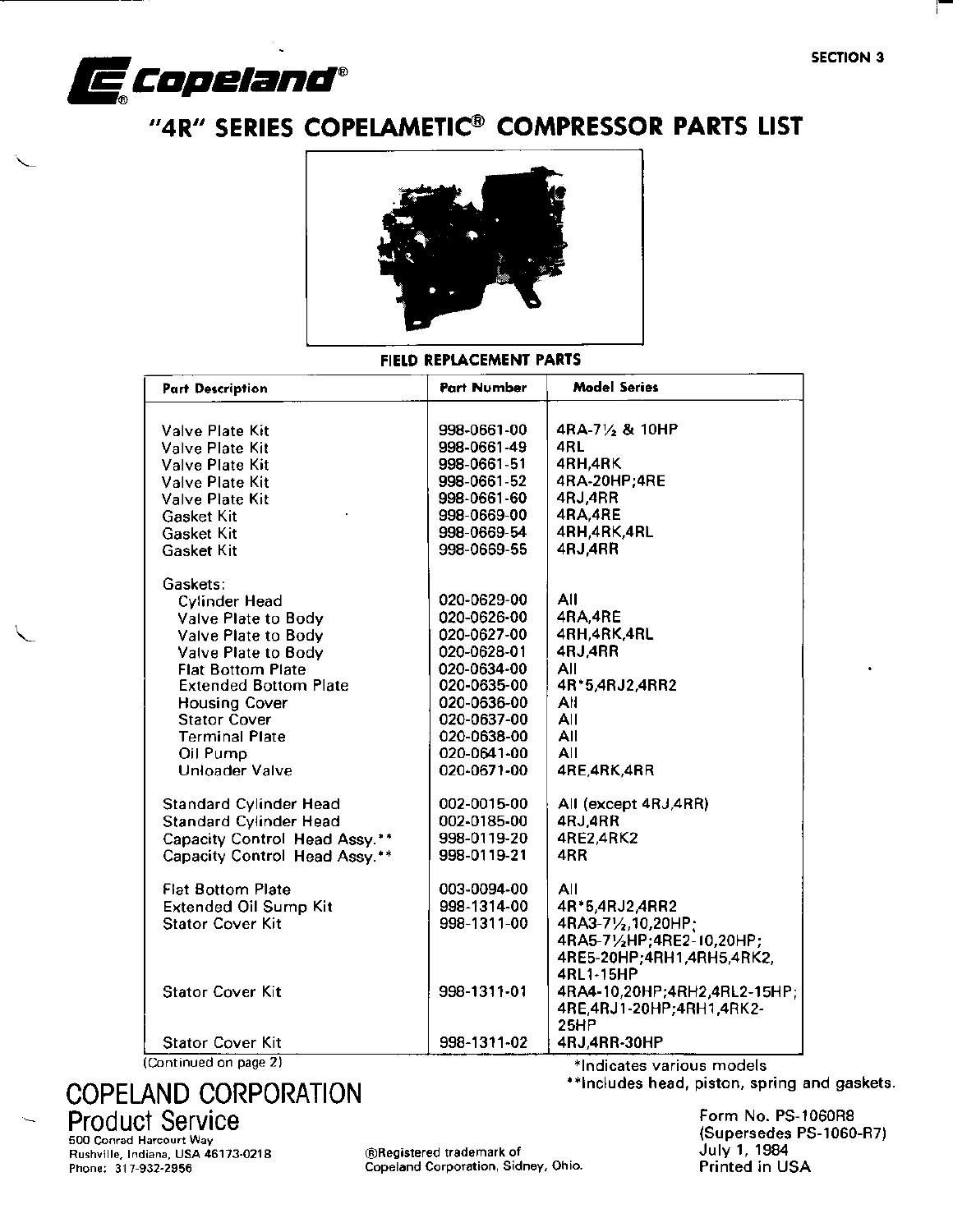SECTION 3

Copeland®

# "4R" SERIES COPELAMETIC® COMPRESSOR PARTS LIST

## FIELD REPLACEMENT PARTS

| Part Description | Part Number | Model Series |
|---|---|---|
| Valve Plate Kit | 998-0661-00 | 4RA-7½ & 10HP |
| Valve Plate Kit | 998-0661-49 | 4RL |
| Valve Plate Kit | 998-0661-51 | 4RH,4RK |
| Valve Plate Kit | 998-0661-52 | 4RA-20HP;4RE |
| Valve Plate Kit | 998-0661-60 | 4RJ,4RR |
| Gasket Kit | 998-0669-00 | 4RA,4RE |
| Gasket Kit | 998-0669-54 | 4RH,4RK,4RL |
| Gasket Kit | 998-0669-55 | 4RJ,4RR |
| Gaskets: | | |
| Cylinder Head | 020-0629-00 | All |
| Valve Plate to Body | 020-0626-00 | 4RA,4RE |
| Valve Plate to Body | 020-0627-00 | 4RH,4RK,4RL |
| Valve Plate to Body | 020-0628-01 | 4RJ,4RR |
| Flat Bottom Plate | 020-0634-00 | All |
| Extended Bottom Plate | 020-0635-00 | 4R*5,4RJ2,4RR2 |
| Housing Cover | 020-0636-00 | All |
| Stator Cover | 020-0637-00 | All |
| Terminal Plate | 020-0638-00 | All |
| Oil Pump | 020-0641-00 | All |
| Unloader Valve | 020-0671-00 | 4RE,4RK,4RR |
| Standard Cylinder Head | 002-0015-00 | All (except 4RJ,4RR) |
| Standard Cylinder Head | 002-0185-00 | 4RJ,4RR |
| Capacity Control Head Assy.** | 998-0119-20 | 4RE2,4RK2 |
| Capacity Control Head Assy.** | 998-0119-21 | 4RR |
| Flat Bottom Plate | 003-0094-00 | All |
| Extended Oil Sump Kit | 998-1314-00 | 4R*5,4RJ2,4RR2 |
| Stator Cover Kit | 998-1311-00 | 4RA3-7½,10,20HP; 4RA5-7½HP;4RE2-10,20HP; 4RE5-20HP;4RH1,4RH5,4RK2, 4RL1-15HP |
| Stator Cover Kit | 998-1311-01 | 4RA4-10,20HP;4RH2,4RL2-15HP; 4RE,4RJ1-20HP;4RH1,4RK2-25HP |
| Stator Cover Kit | 998-1311-02 | 4RJ,4RR-30HP |

(Continued on page 2)

*Indicates various models
**Includes head, piston, spring and gaskets.

COPELAND CORPORATION
Product Service
500 Conrad Harcourt Way
Rushville, Indiana, USA 46173-0218
Phone: 317-932-2956

®Registered trademark of Copeland Corporation, Sidney, Ohio.

Form No. PS-1060R8
(Supersedes PS-1060-R7)
July 1, 1984
Printed in USA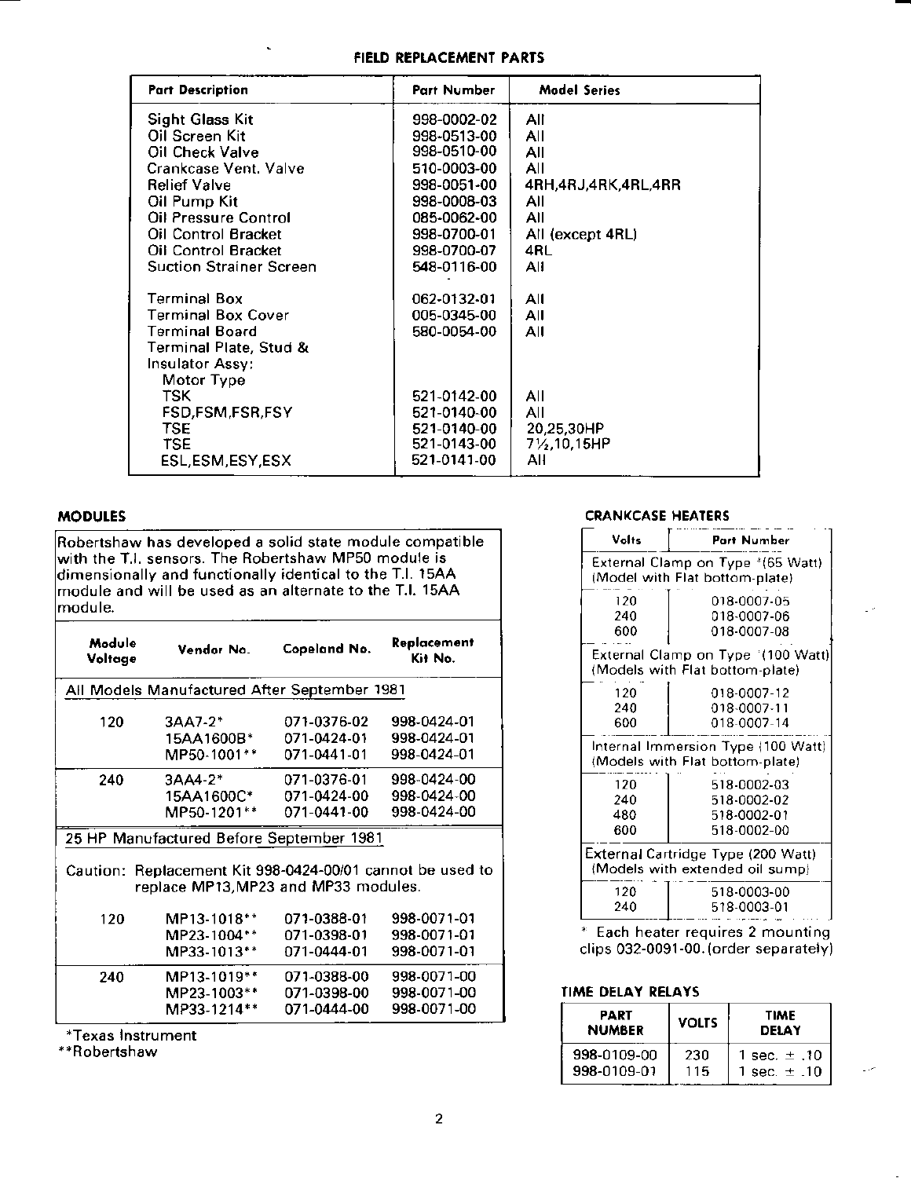## FIELD REPLACEMENT PARTS

| Part Description | Part Number | Model Series |
|---|---|---|
| Sight Glass Kit | 998-0002-02 | All |
| Oil Screen Kit | 998-0513-00 | All |
| Oil Check Valve | 998-0510-00 | All |
| Crankcase Vent. Valve | 510-0003-00 | All |
| Relief Valve | 998-0051-00 | 4RH,4RJ,4RK,4RL,4RR |
| Oil Pump Kit | 998-0008-03 | All |
| Oil Pressure Control | 085-0062-00 | All |
| Oil Control Bracket | 998-0700-01 | All (except 4RL) |
| Oil Control Bracket | 998-0700-07 | 4RL |
| Suction Strainer Screen | 548-0116-00 | All |
| Terminal Box | 062-0132-01 | All |
| Terminal Box Cover | 005-0345-00 | All |
| Terminal Board | 580-0054-00 | All |
| Terminal Plate, Stud & Insulator Assy: Motor Type | | |
| TSK | 521-0142-00 | All |
| FSD,FSM,FSR,FSY | 521-0140-00 | All |
| TSE | 521-0140-00 | 20,25,30HP |
| TSE | 521-0143-00 | 7½,10,15HP |
| ESL,ESM,ESY,ESX | 521-0141-00 | All |

## MODULES

Robertshaw has developed a solid state module compatible with the T.I. sensors. The Robertshaw MP50 module is dimensionally and functionally identical to the T.I. 15AA module and will be used as an alternate to the T.I. 15AA module.

| Module Voltage | Vendor No. | Copeland No. | Replacement Kit No. |
|---|---|---|---|
| **All Models Manufactured After September 1981** | | | |
| 120 | 3AA7-2* | 071-0376-02 | 998-0424-01 |
| | 15AA1600B* | 071-0424-01 | 998-0424-01 |
| | MP50-1001** | 071-0441-01 | 998-0424-01 |
| 240 | 3AA4-2* | 071-0376-01 | 998-0424-00 |
| | 15AA1600C* | 071-0424-00 | 998-0424-00 |
| | MP50-1201** | 071-0441-00 | 998-0424-00 |
| **25 HP Manufactured Before September 1981** | | | |
| Caution: Replacement Kit 998-0424-00/01 cannot be used to replace MP13,MP23 and MP33 modules. | | | |
| 120 | MP13-1018** | 071-0388-01 | 998-0071-01 |
| | MP23-1004** | 071-0398-01 | 998-0071-01 |
| | MP33-1013** | 071-0444-01 | 998-0071-01 |
| 240 | MP13-1019** | 071-0388-00 | 998-0071-00 |
| | MP23-1003** | 071-0398-00 | 998-0071-00 |
| | MP33-1214** | 071-0444-00 | 998-0071-00 |

*Texas Instrument
**Robertshaw

## CRANKCASE HEATERS

| Volts | Part Number |
|---|---|
| External Clamp on Type *(65 Watt) (Model with Flat bottom-plate) | |
| 120 | 018-0007-05 |
| 240 | 018-0007-06 |
| 600 | 018-0007-08 |
| External Clamp on Type *(100 Watt) (Models with Flat bottom-plate) | |
| 120 | 018-0007-12 |
| 240 | 018-0007-11 |
| 600 | 018-0007-14 |
| Internal Immersion Type (100 Watt) (Models with Flat bottom-plate) | |
| 120 | 518-0002-03 |
| 240 | 518-0002-02 |
| 480 | 518-0002-01 |
| 600 | 518-0002-00 |
| External Cartridge Type (200 Watt) (Models with extended oil sump) | |
| 120 | 518-0003-00 |
| 240 | 518-0003-01 |

* Each heater requires 2 mounting clips 032-0091-00. (order separately)

## TIME DELAY RELAYS

| PART NUMBER | VOLTS | TIME DELAY |
|---|---|---|
| 998-0109-00 | 230 | 1 sec. ± .10 |
| 998-0109-01 | 115 | 1 sec. ± .10 |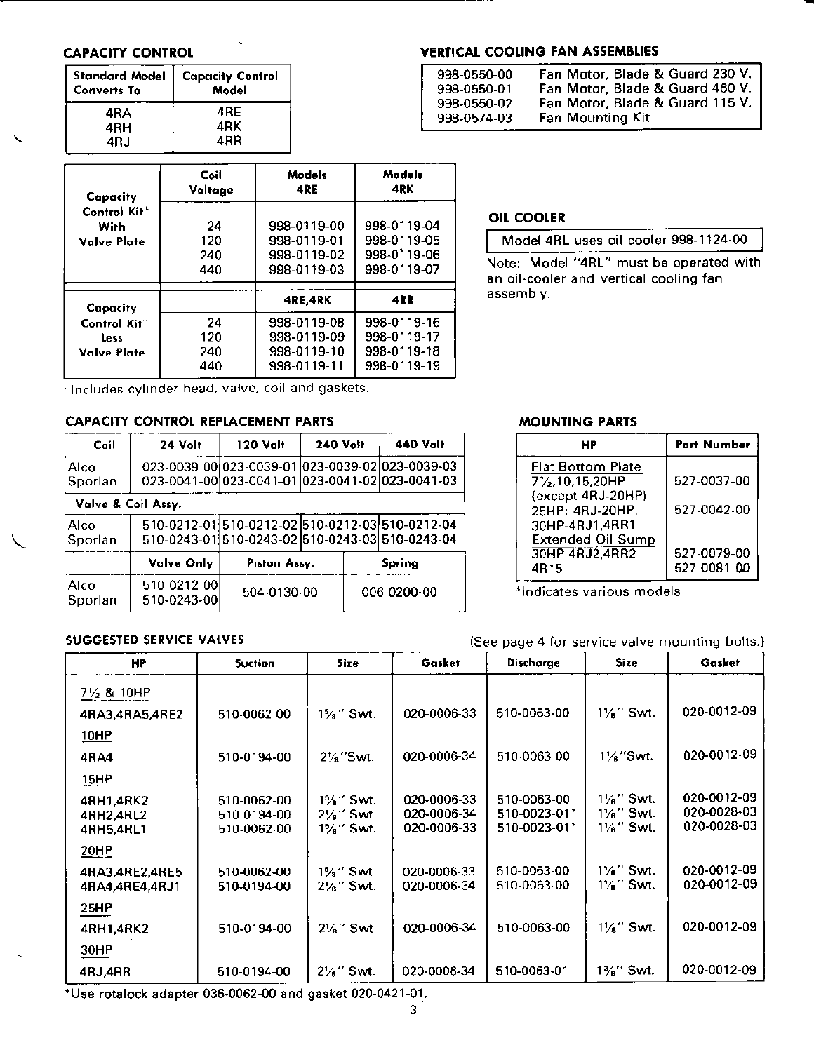## CAPACITY CONTROL

| Standard Model Converts To | Capacity Control Model |
|---|---|
| 4RA | 4RE |
| 4RH | 4RK |
| 4RJ | 4RR |

| Capacity Control Kit* With Valve Plate | Coil Voltage | Models 4RE | Models 4RK |
|---|---|---|---|
| | 24 | 998-0119-00 | 998-0119-04 |
| | 120 | 998-0119-01 | 998-0119-05 |
| | 240 | 998-0119-02 | 998-0119-06 |
| | 440 | 998-0119-03 | 998-0119-07 |

| Capacity Control Kit* Less Valve Plate | | 4RE,4RK | 4RR |
|---|---|---|---|
| | 24 | 998-0119-08 | 998-0119-16 |
| | 120 | 998-0119-09 | 998-0119-17 |
| | 240 | 998-0119-10 | 998-0119-18 |
| | 440 | 998-0119-11 | 998-0119-19 |

*Includes cylinder head, valve, coil and gaskets.

## VERTICAL COOLING FAN ASSEMBLIES

| | |
|---|---|
| 998-0550-00 | Fan Motor, Blade & Guard 230 V. |
| 998-0550-01 | Fan Motor, Blade & Guard 460 V. |
| 998-0550-02 | Fan Motor, Blade & Guard 115 V. |
| 998-0574-03 | Fan Mounting Kit |

## OIL COOLER

Model 4RL uses oil cooler 998-1124-00

Note: Model "4RL" must be operated with an oil-cooler and vertical cooling fan assembly.

## CAPACITY CONTROL REPLACEMENT PARTS

| Coil | 24 Volt | 120 Volt | 240 Volt | 440 Volt |
|---|---|---|---|---|
| Alco | 023-0039-00 | 023-0039-01 | 023-0039-02 | 023-0039-03 |
| Sporlan | 023-0041-00 | 023-0041-01 | 023-0041-02 | 023-0041-03 |
| **Valve & Coil Assy.** | | | | |
| Alco | 510-0212-01 | 510-0212-02 | 510-0212-03 | 510-0212-04 |
| Sporlan | 510-0243-01 | 510-0243-02 | 510-0243-03 | 510-0243-04 |

| | Valve Only | Piston Assy. | Spring |
|---|---|---|---|
| Alco | 510-0212-00 | 504-0130-00 | 006-0200-00 |
| Sporlan | 510-0243-00 | | |

## MOUNTING PARTS

| HP | Part Number |
|---|---|
| Flat Bottom Plate 7½,10,15,20HP (except 4RJ-20HP) | 527-0037-00 |
| 25HP; 4RJ-20HP, 30HP-4RJ1,4RR1 | 527-0042-00 |
| Extended Oil Sump 30HP-4RJ2,4RR2 | 527-0079-00 |
| 4R*5 | 527-0081-00 |

*Indicates various models

## SUGGESTED SERVICE VALVES

(See page 4 for service valve mounting bolts.)

| HP | Suction | Size | Gasket | Discharge | Size | Gasket |
|---|---|---|---|---|---|---|
| **7½ & 10HP** | | | | | | |
| 4RA3,4RA5,4RE2 | 510-0062-00 | 1⅝" Swt. | 020-0006-33 | 510-0063-00 | 1⅛" Swt. | 020-0012-09 |
| **10HP** | | | | | | |
| 4RA4 | 510-0194-00 | 2⅛" Swt. | 020-0006-34 | 510-0063-00 | 1⅛" Swt. | 020-0012-09 |
| **15HP** | | | | | | |
| 4RH1,4RK2 | 510-0062-00 | 1⅝" Swt. | 020-0006-33 | 510-0063-00 | 1⅛" Swt. | 020-0012-09 |
| 4RH2,4RL2 | 510-0194-00 | 2⅛" Swt. | 020-0006-34 | 510-0023-01* | 1⅛" Swt. | 020-0028-03 |
| 4RH5,4RL1 | 510-0062-00 | 1⅝" Swt. | 020-0006-33 | 510-0023-01* | 1⅛" Swt. | 020-0028-03 |
| **20HP** | | | | | | |
| 4RA3,4RE2,4RE5 | 510-0062-00 | 1⅝" Swt. | 020-0006-33 | 510-0063-00 | 1⅛" Swt. | 020-0012-09 |
| 4RA4,4RE4,4RJ1 | 510-0194-00 | 2⅛" Swt. | 020-0006-34 | 510-0063-00 | 1⅛" Swt. | 020-0012-09 |
| **25HP** | | | | | | |
| 4RH1,4RK2 | 510-0194-00 | 2⅛" Swt. | 020-0006-34 | 510-0063-00 | 1⅛" Swt. | 020-0012-09 |
| **30HP** | | | | | | |
| 4RJ,4RR | 510-0194-00 | 2⅛" Swt. | 020-0006-34 | 510-0063-01 | 1⅜" Swt. | 020-0012-09 |

*Use rotalock adapter 036-0062-00 and gasket 020-0421-01.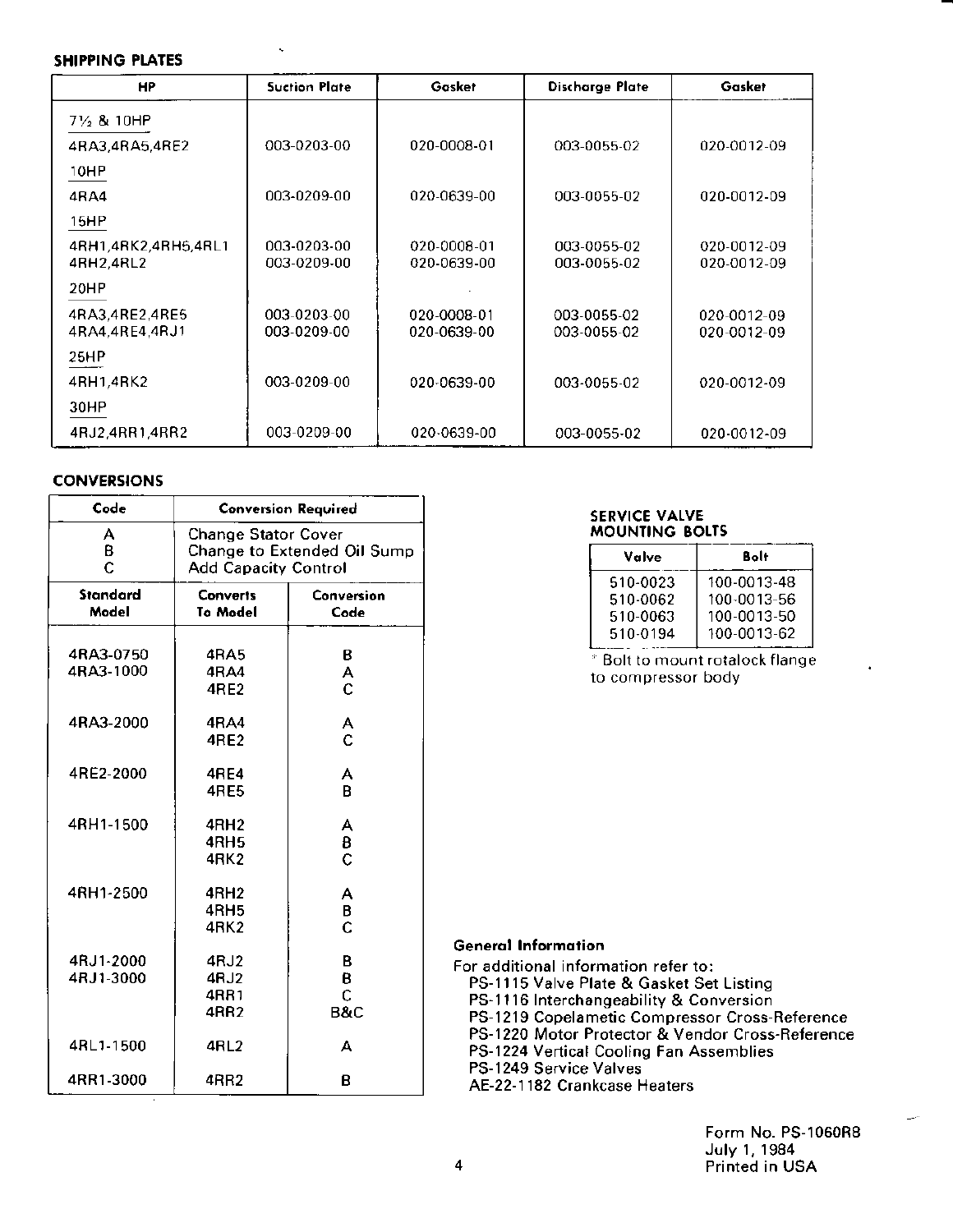## SHIPPING PLATES

| HP | Suction Plate | Gasket | Discharge Plate | Gasket |
|---|---|---|---|---|
| 7½ & 10HP | | | | |
| 4RA3,4RA5,4RE2 | 003-0203-00 | 020-0008-01 | 003-0055-02 | 020-0012-09 |
| 10HP | | | | |
| 4RA4 | 003-0209-00 | 020-0639-00 | 003-0055-02 | 020-0012-09 |
| 15HP | | | | |
| 4RH1,4RK2,4RH5,4RL1 | 003-0203-00 | 020-0008-01 | 003-0055-02 | 020-0012-09 |
| 4RH2,4RL2 | 003-0209-00 | 020-0639-00 | 003-0055-02 | 020-0012-09 |
| 20HP | | | | |
| 4RA3,4RE2,4RE5 | 003-0203-00 | 020-0008-01 | 003-0055-02 | 020-0012-09 |
| 4RA4,4RE4,4RJ1 | 003-0209-00 | 020-0639-00 | 003-0055-02 | 020-0012-09 |
| 25HP | | | | |
| 4RH1,4RK2 | 003-0209-00 | 020-0639-00 | 003-0055-02 | 020-0012-09 |
| 30HP | | | | |
| 4RJ2,4RR1,4RR2 | 003-0209-00 | 020-0639-00 | 003-0055-02 | 020-0012-09 |

## CONVERSIONS

| Code | Conversion Required |
|---|---|
| A | Change Stator Cover |
| B | Change to Extended Oil Sump |
| C | Add Capacity Control |

| Standard Model | Converts To Model | Conversion Code |
|---|---|---|
| 4RA3-0750 | 4RA5 | B |
| 4RA3-1000 | 4RA4 | A |
| | 4RE2 | C |
| 4RA3-2000 | 4RA4 | A |
| | 4RE2 | C |
| 4RE2-2000 | 4RE4 | A |
| | 4RE5 | B |
| 4RH1-1500 | 4RH2 | A |
| | 4RH5 | B |
| | 4RK2 | C |
| 4RH1-2500 | 4RH2 | A |
| | 4RH5 | B |
| | 4RK2 | C |
| 4RJ1-2000 | 4RJ2 | B |
| 4RJ1-3000 | 4RJ2 | B |
| | 4RR1 | C |
| | 4RR2 | B&C |
| 4RL1-1500 | 4RL2 | A |
| 4RR1-3000 | 4RR2 | B |

## SERVICE VALVE MOUNTING BOLTS

| Valve | Bolt |
|---|---|
| 510-0023 | 100-0013-48 |
| 510-0062 | 100-0013-56 |
| 510-0063 | 100-0013-50 |
| 510-0194 | 100-0013-62 |

* Bolt to mount rotalock flange to compressor body

### General Information

For additional information refer to:

- PS-1115 Valve Plate & Gasket Set Listing
- PS-1116 Interchangeability & Conversion
- PS-1219 Copelametic Compressor Cross-Reference
- PS-1220 Motor Protector & Vendor Cross-Reference
- PS-1224 Vertical Cooling Fan Assemblies
- PS-1249 Service Valves
- AE-22-1182 Crankcase Heaters

Form No. PS-1060R8
July 1, 1984
Printed in USA